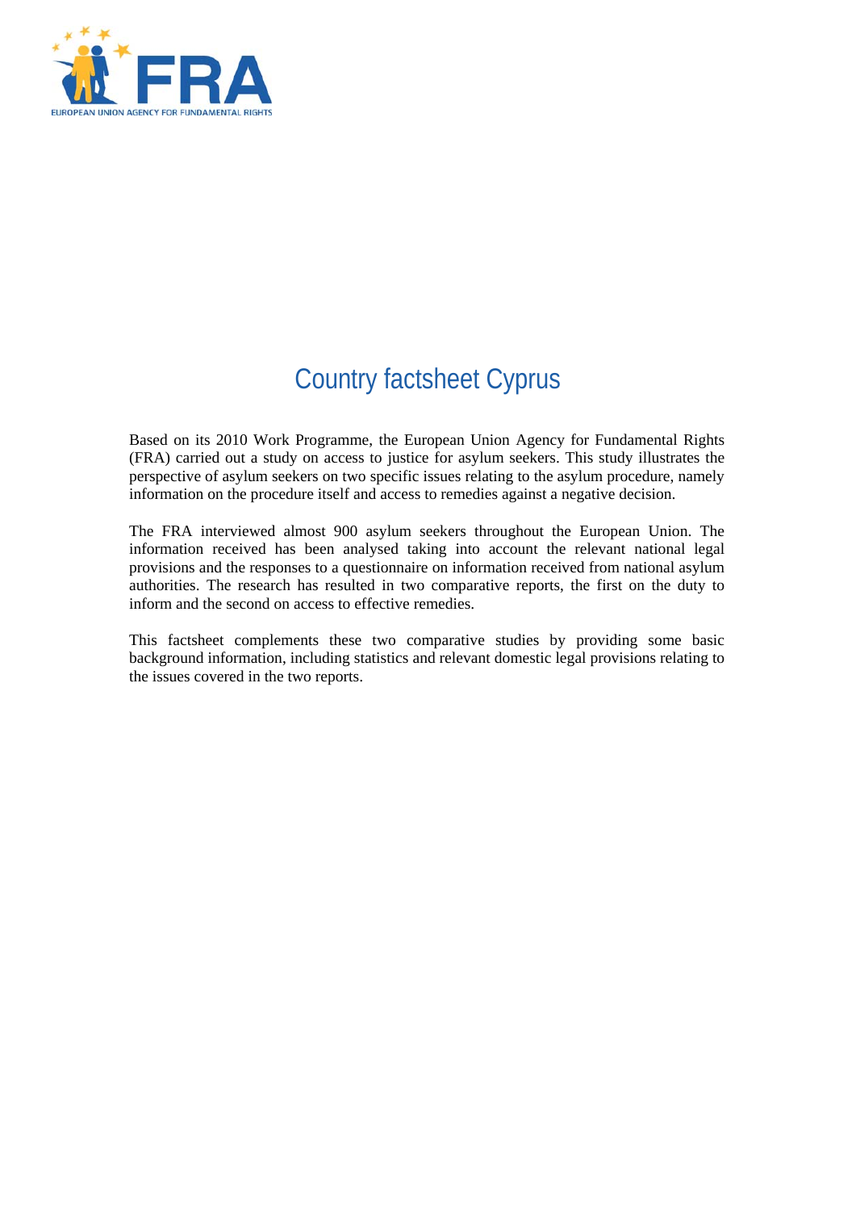EUROPEAN UNION AGENCY FOR FUNDAMENTAL RIGHTS

# Country factsheet Cyprus

Based on its 2010 Work Programme, the European Union Agency for Fundamental Rights (FRA) carried out a study on access to justice for asylum seekers. This study illustrates the perspective of asylum seekers on two specific issues relating to the asylum procedure, namely information on the procedure itself and access to remedies against a negative decision.

The FRA interviewed almost 900 asylum seekers throughout the European Union. The information received has been analysed taking into account the relevant national legal provisions and the responses to a questionnaire on information received from national asylum authorities. The research has resulted in two comparative reports, the first on the duty to inform and the second on access to effective remedies.

This factsheet complements these two comparative studies by providing some basic background information, including statistics and relevant domestic legal provisions relating to the issues covered in the two reports.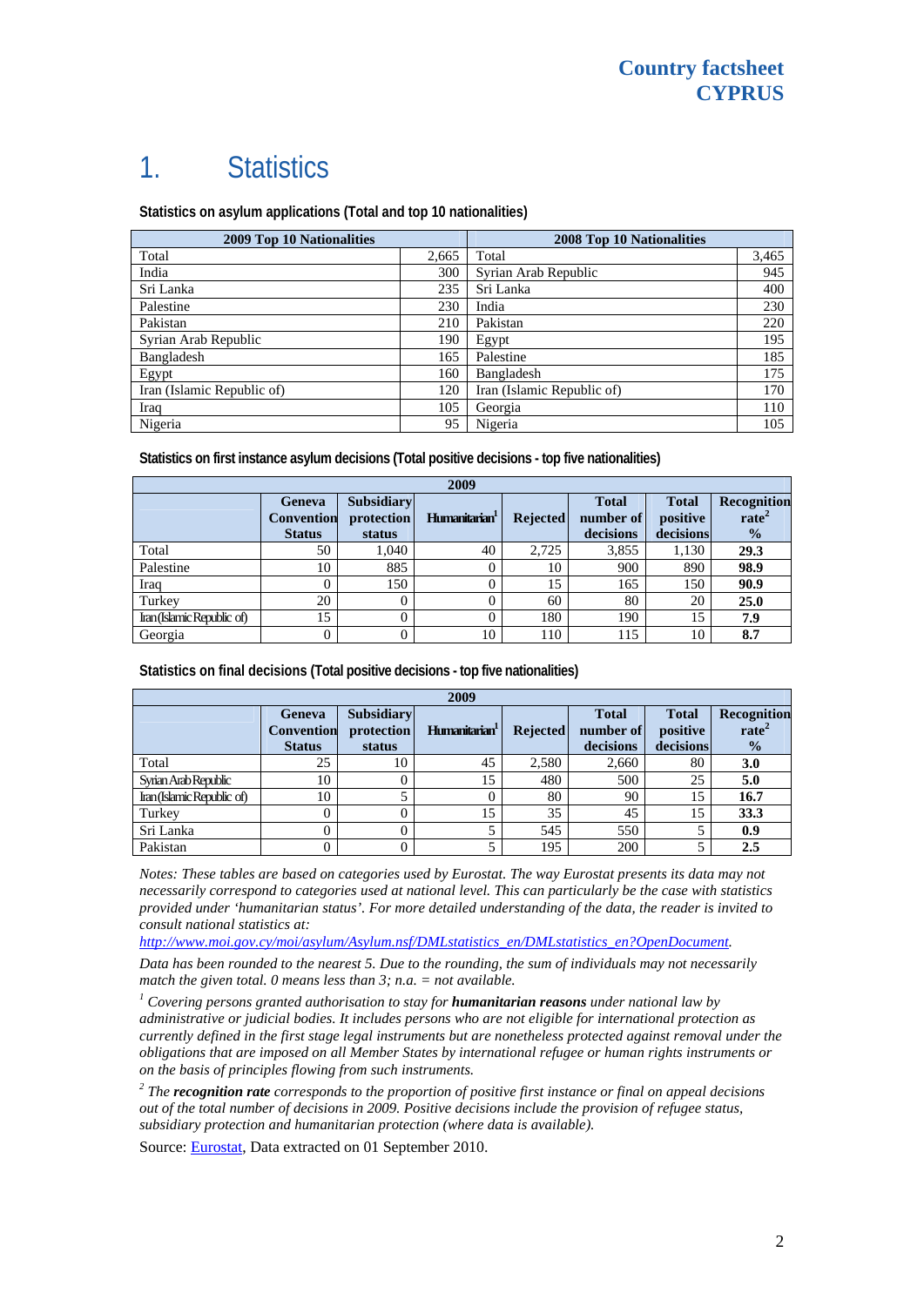# 1. Statistics

**Statistics on asylum applications (Total and top 10 nationalities)**

| 2009 Top 10 Nationalities | | 2008 Top 10 Nationalities | |
|---|---|---|---|
| Total | 2,665 | Total | 3,465 |
| India | 300 | Syrian Arab Republic | 945 |
| Sri Lanka | 235 | Sri Lanka | 400 |
| Palestine | 230 | India | 230 |
| Pakistan | 210 | Pakistan | 220 |
| Syrian Arab Republic | 190 | Egypt | 195 |
| Bangladesh | 165 | Palestine | 185 |
| Egypt | 160 | Bangladesh | 175 |
| Iran (Islamic Republic of) | 120 | Iran (Islamic Republic of) | 170 |
| Iraq | 105 | Georgia | 110 |
| Nigeria | 95 | Nigeria | 105 |

**Statistics on first instance asylum decisions (Total positive decisions - top five nationalities)**

| 2009 | | | | | | | |
|---|---|---|---|---|---|---|---|
| | Geneva Convention Status | Subsidiary protection status | Humanitarian[1] | Rejected | Total number of decisions | Total positive decisions | Recognition rate[2] % |
| Total | 50 | 1,040 | 40 | 2,725 | 3,855 | 1,130 | **29.3** |
| Palestine | 10 | 885 | 0 | 10 | 900 | 890 | **98.9** |
| Iraq | 0 | 150 | 0 | 15 | 165 | 150 | **90.9** |
| Turkey | 20 | 0 | 0 | 60 | 80 | 20 | **25.0** |
| Iran (Islamic Republic of) | 15 | 0 | 0 | 180 | 190 | 15 | **7.9** |
| Georgia | 0 | 0 | 10 | 110 | 115 | 10 | **8.7** |

**Statistics on final decisions (Total positive decisions - top five nationalities)**

| 2009 | | | | | | | |
|---|---|---|---|---|---|---|---|
| | Geneva Convention Status | Subsidiary protection status | Humanitarian[1] | Rejected | Total number of decisions | Total positive decisions | Recognition rate[2] % |
| Total | 25 | 10 | 45 | 2,580 | 2,660 | 80 | **3.0** |
| Syrian Arab Republic | 10 | 0 | 15 | 480 | 500 | 25 | **5.0** |
| Iran (Islamic Republic of) | 10 | 5 | 0 | 80 | 90 | 15 | **16.7** |
| Turkey | 0 | 0 | 15 | 35 | 45 | 15 | **33.3** |
| Sri Lanka | 0 | 0 | 5 | 545 | 550 | 5 | **0.9** |
| Pakistan | 0 | 0 | 5 | 195 | 200 | 5 | **2.5** |

*Notes: These tables are based on categories used by Eurostat. The way Eurostat presents its data may not necessarily correspond to categories used at national level. This can particularly be the case with statistics provided under 'humanitarian status'. For more detailed understanding of the data, the reader is invited to consult national statistics at:*

*http://www.moi.gov.cy/moi/asylum/Asylum.nsf/DMLstatistics_en/DMLstatistics_en?OpenDocument.*

*Data has been rounded to the nearest 5. Due to the rounding, the sum of individuals may not necessarily match the given total. 0 means less than 3; n.a. = not available.*

*[1] Covering persons granted authorisation to stay for **humanitarian reasons** under national law by administrative or judicial bodies. It includes persons who are not eligible for international protection as currently defined in the first stage legal instruments but are nonetheless protected against removal under the obligations that are imposed on all Member States by international refugee or human rights instruments or on the basis of principles flowing from such instruments.*

*[2] The **recognition rate** corresponds to the proportion of positive first instance or final on appeal decisions out of the total number of decisions in 2009. Positive decisions include the provision of refugee status, subsidiary protection and humanitarian protection (where data is available).*

Source: Eurostat, Data extracted on 01 September 2010.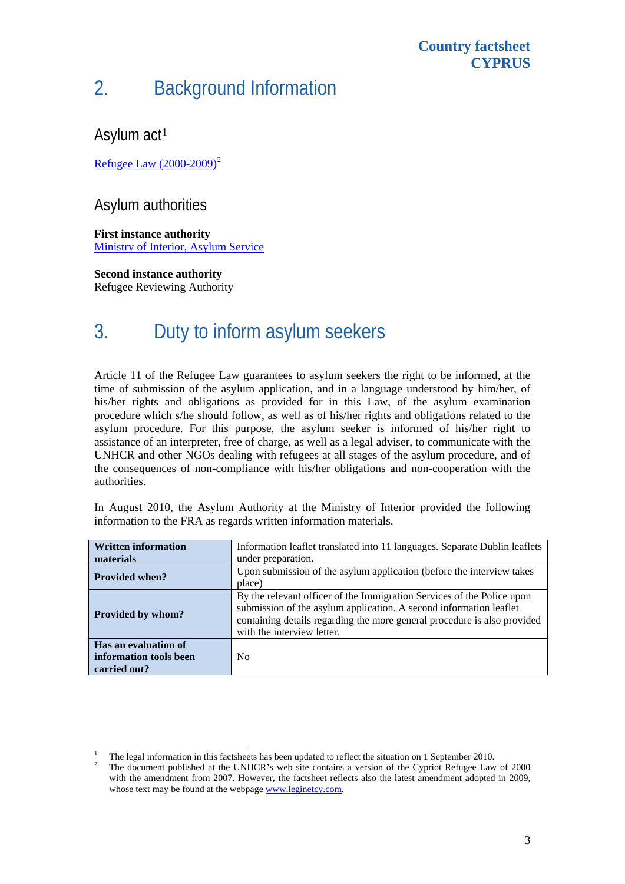# 2. Background Information

## Asylum act[1]

Refugee Law (2000-2009)[2]

## Asylum authorities

**First instance authority**
Ministry of Interior, Asylum Service

**Second instance authority**
Refugee Reviewing Authority

# 3. Duty to inform asylum seekers

Article 11 of the Refugee Law guarantees to asylum seekers the right to be informed, at the time of submission of the asylum application, and in a language understood by him/her, of his/her rights and obligations as provided for in this Law, of the asylum examination procedure which s/he should follow, as well as of his/her rights and obligations related to the asylum procedure. For this purpose, the asylum seeker is informed of his/her right to assistance of an interpreter, free of charge, as well as a legal adviser, to communicate with the UNHCR and other NGOs dealing with refugees at all stages of the asylum procedure, and of the consequences of non-compliance with his/her obligations and non-cooperation with the authorities.

In August 2010, the Asylum Authority at the Ministry of Interior provided the following information to the FRA as regards written information materials.

| | |
|---|---|
| **Written information materials** | Information leaflet translated into 11 languages. Separate Dublin leaflets under preparation. |
| **Provided when?** | Upon submission of the asylum application (before the interview takes place) |
| **Provided by whom?** | By the relevant officer of the Immigration Services of the Police upon submission of the asylum application. A second information leaflet containing details regarding the more general procedure is also provided with the interview letter. |
| **Has an evaluation of information tools been carried out?** | No |

---

[1] The legal information in this factsheets has been updated to reflect the situation on 1 September 2010.

[2] The document published at the UNHCR's web site contains a version of the Cypriot Refugee Law of 2000 with the amendment from 2007. However, the factsheet reflects also the latest amendment adopted in 2009, whose text may be found at the webpage www.leginetcy.com.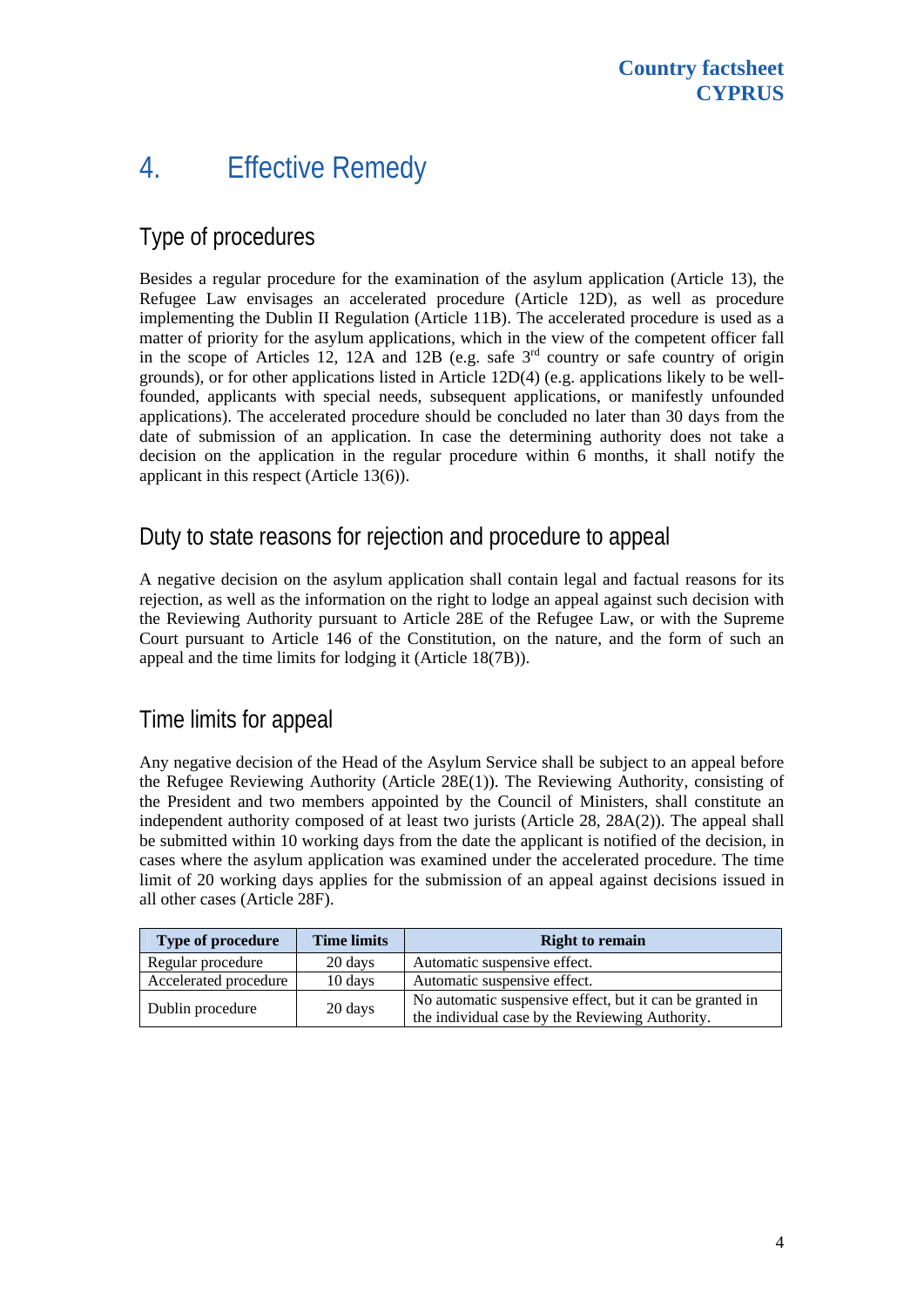# 4. Effective Remedy

## Type of procedures

Besides a regular procedure for the examination of the asylum application (Article 13), the Refugee Law envisages an accelerated procedure (Article 12D), as well as procedure implementing the Dublin II Regulation (Article 11B). The accelerated procedure is used as a matter of priority for the asylum applications, which in the view of the competent officer fall in the scope of Articles 12, 12A and 12B (e.g. safe 3rd country or safe country of origin grounds), or for other applications listed in Article 12D(4) (e.g. applications likely to be well-founded, applicants with special needs, subsequent applications, or manifestly unfounded applications). The accelerated procedure should be concluded no later than 30 days from the date of submission of an application. In case the determining authority does not take a decision on the application in the regular procedure within 6 months, it shall notify the applicant in this respect (Article 13(6)).

## Duty to state reasons for rejection and procedure to appeal

A negative decision on the asylum application shall contain legal and factual reasons for its rejection, as well as the information on the right to lodge an appeal against such decision with the Reviewing Authority pursuant to Article 28E of the Refugee Law, or with the Supreme Court pursuant to Article 146 of the Constitution, on the nature, and the form of such an appeal and the time limits for lodging it (Article 18(7B)).

## Time limits for appeal

Any negative decision of the Head of the Asylum Service shall be subject to an appeal before the Refugee Reviewing Authority (Article 28E(1)). The Reviewing Authority, consisting of the President and two members appointed by the Council of Ministers, shall constitute an independent authority composed of at least two jurists (Article 28, 28A(2)). The appeal shall be submitted within 10 working days from the date the applicant is notified of the decision, in cases where the asylum application was examined under the accelerated procedure. The time limit of 20 working days applies for the submission of an appeal against decisions issued in all other cases (Article 28F).

| Type of procedure | Time limits | Right to remain |
|---|---|---|
| Regular procedure | 20 days | Automatic suspensive effect. |
| Accelerated procedure | 10 days | Automatic suspensive effect. |
| Dublin procedure | 20 days | No automatic suspensive effect, but it can be granted in the individual case by the Reviewing Authority. |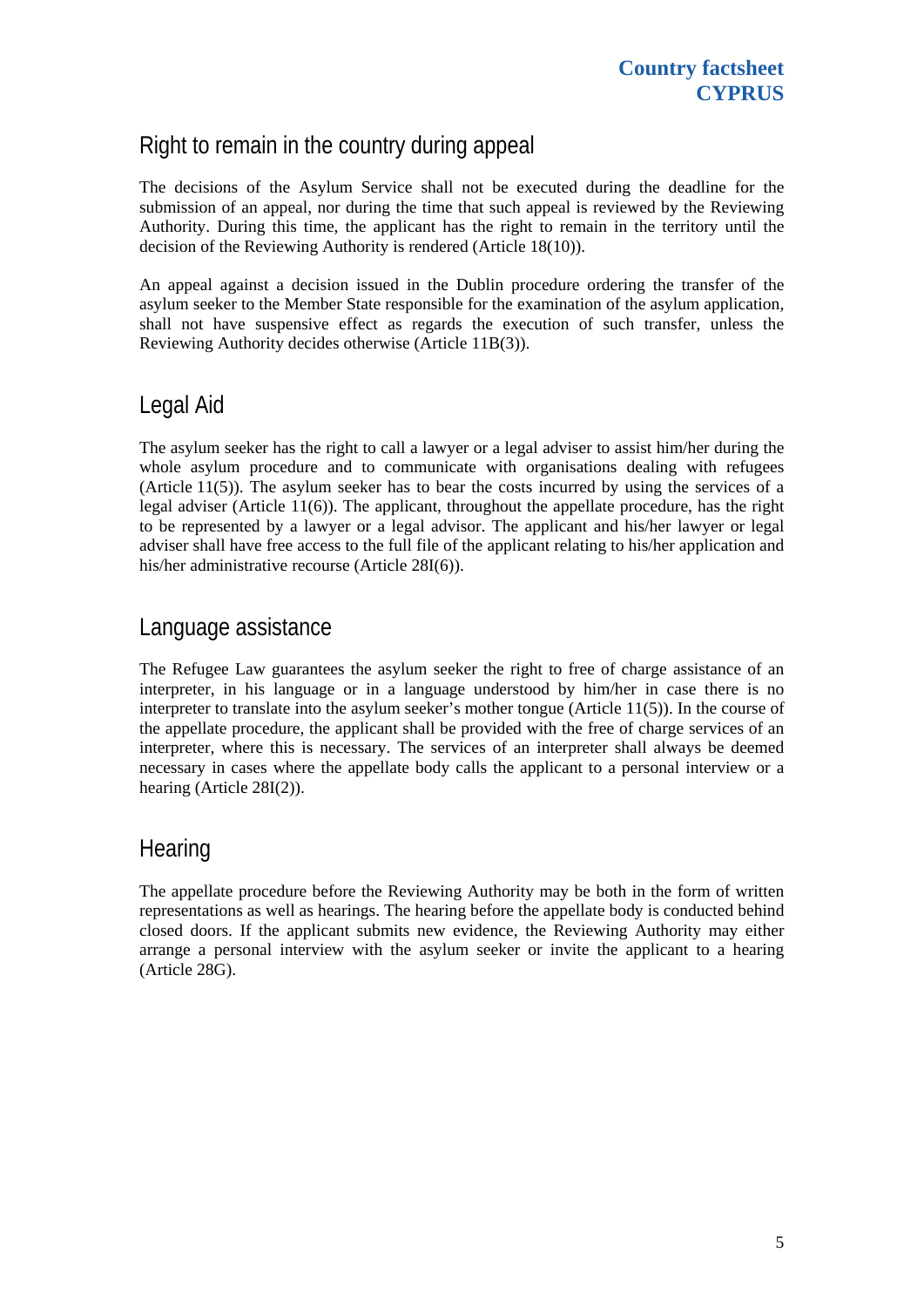## Right to remain in the country during appeal

The decisions of the Asylum Service shall not be executed during the deadline for the submission of an appeal, nor during the time that such appeal is reviewed by the Reviewing Authority. During this time, the applicant has the right to remain in the territory until the decision of the Reviewing Authority is rendered (Article 18(10)).

An appeal against a decision issued in the Dublin procedure ordering the transfer of the asylum seeker to the Member State responsible for the examination of the asylum application, shall not have suspensive effect as regards the execution of such transfer, unless the Reviewing Authority decides otherwise (Article 11B(3)).

## Legal Aid

The asylum seeker has the right to call a lawyer or a legal adviser to assist him/her during the whole asylum procedure and to communicate with organisations dealing with refugees (Article 11(5)). The asylum seeker has to bear the costs incurred by using the services of a legal adviser (Article 11(6)). The applicant, throughout the appellate procedure, has the right to be represented by a lawyer or a legal advisor. The applicant and his/her lawyer or legal adviser shall have free access to the full file of the applicant relating to his/her application and his/her administrative recourse (Article 28I(6)).

## Language assistance

The Refugee Law guarantees the asylum seeker the right to free of charge assistance of an interpreter, in his language or in a language understood by him/her in case there is no interpreter to translate into the asylum seeker's mother tongue (Article 11(5)). In the course of the appellate procedure, the applicant shall be provided with the free of charge services of an interpreter, where this is necessary. The services of an interpreter shall always be deemed necessary in cases where the appellate body calls the applicant to a personal interview or a hearing (Article 28I(2)).

## Hearing

The appellate procedure before the Reviewing Authority may be both in the form of written representations as well as hearings. The hearing before the appellate body is conducted behind closed doors. If the applicant submits new evidence, the Reviewing Authority may either arrange a personal interview with the asylum seeker or invite the applicant to a hearing (Article 28G).